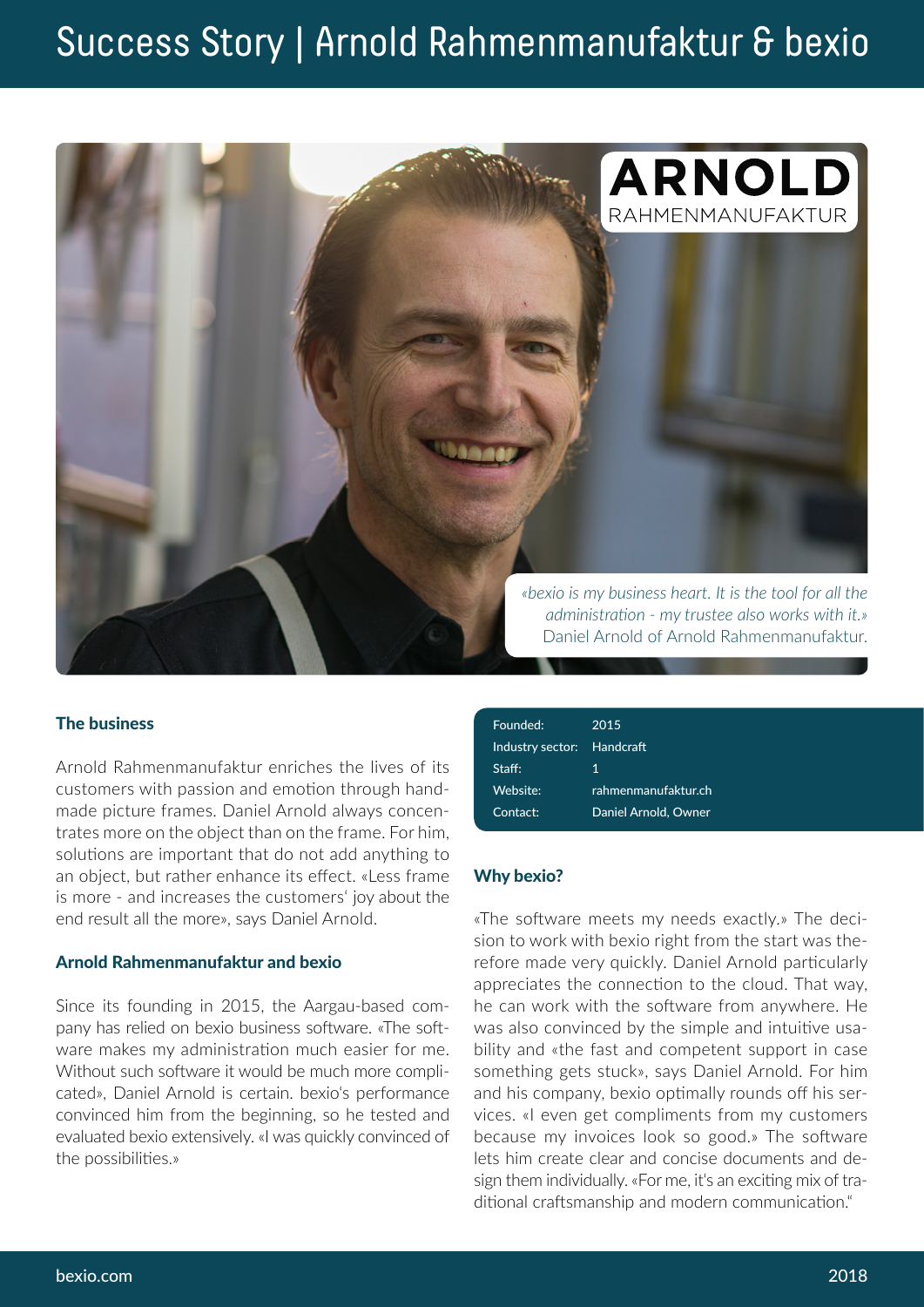# Success Story | Arnold Rahmenmanufaktur & bexio

ARNOLD
RAHMENMANUFAKTUR

*«bexio is my business heart. It is the tool for all the administration - my trustee also works with it.»*
Daniel Arnold of Arnold Rahmenmanufaktur.

### The business

Arnold Rahmenmanufaktur enriches the lives of its customers with passion and emotion through handmade picture frames. Daniel Arnold always concentrates more on the object than on the frame. For him, solutions are important that do not add anything to an object, but rather enhance its effect. «Less frame is more - and increases the customers' joy about the end result all the more», says Daniel Arnold.

### Arnold Rahmenmanufaktur and bexio

Since its founding in 2015, the Aargau-based company has relied on bexio business software. «The software makes my administration much easier for me. Without such software it would be much more complicated», Daniel Arnold is certain. bexio's performance convinced him from the beginning, so he tested and evaluated bexio extensively. «I was quickly convinced of the possibilities.»

| | |
|---|---|
| Founded: | 2015 |
| Industry sector: | Handcraft |
| Staff: | 1 |
| Website: | rahmenmanufaktur.ch |
| Contact: | Daniel Arnold, Owner |

### Why bexio?

«The software meets my needs exactly.» The decision to work with bexio right from the start was therefore made very quickly. Daniel Arnold particularly appreciates the connection to the cloud. That way, he can work with the software from anywhere. He was also convinced by the simple and intuitive usability and «the fast and competent support in case something gets stuck», says Daniel Arnold. For him and his company, bexio optimally rounds off his services. «I even get compliments from my customers because my invoices look so good.» The software lets him create clear and concise documents and design them individually. «For me, it's an exciting mix of traditional craftsmanship and modern communication."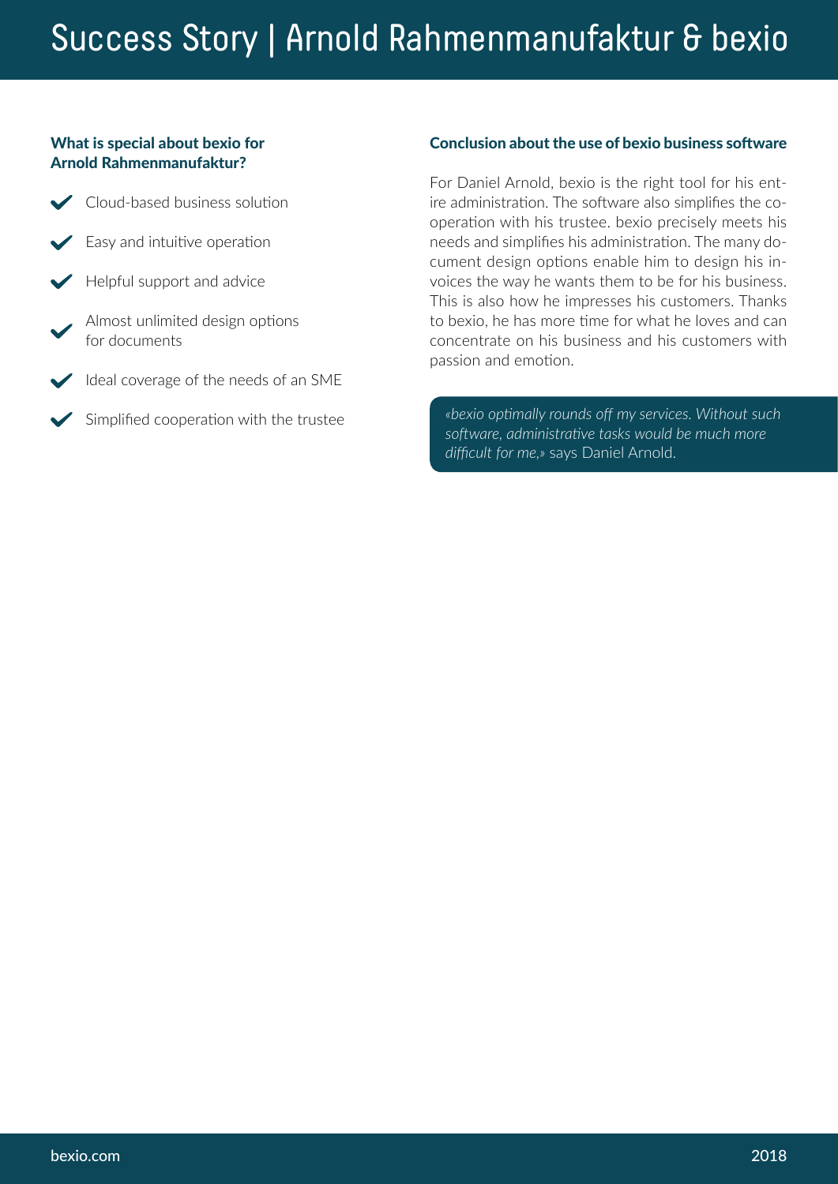### What is special about bexio for Arnold Rahmenmanufaktur?

- Cloud-based business solution
- Easy and intuitive operation
- Helpful support and advice
- Almost unlimited design options for documents
- Ideal coverage of the needs of an SME
- Simplified cooperation with the trustee

### Conclusion about the use of bexio business software

For Daniel Arnold, bexio is the right tool for his entire administration. The software also simplifies the cooperation with his trustee. bexio precisely meets his needs and simplifies his administration. The many document design options enable him to design his invoices the way he wants them to be for his business. This is also how he impresses his customers. Thanks to bexio, he has more time for what he loves and can concentrate on his business and his customers with passion and emotion.

> *«bexio optimally rounds off my services. Without such software, administrative tasks would be much more difficult for me,»* says Daniel Arnold.